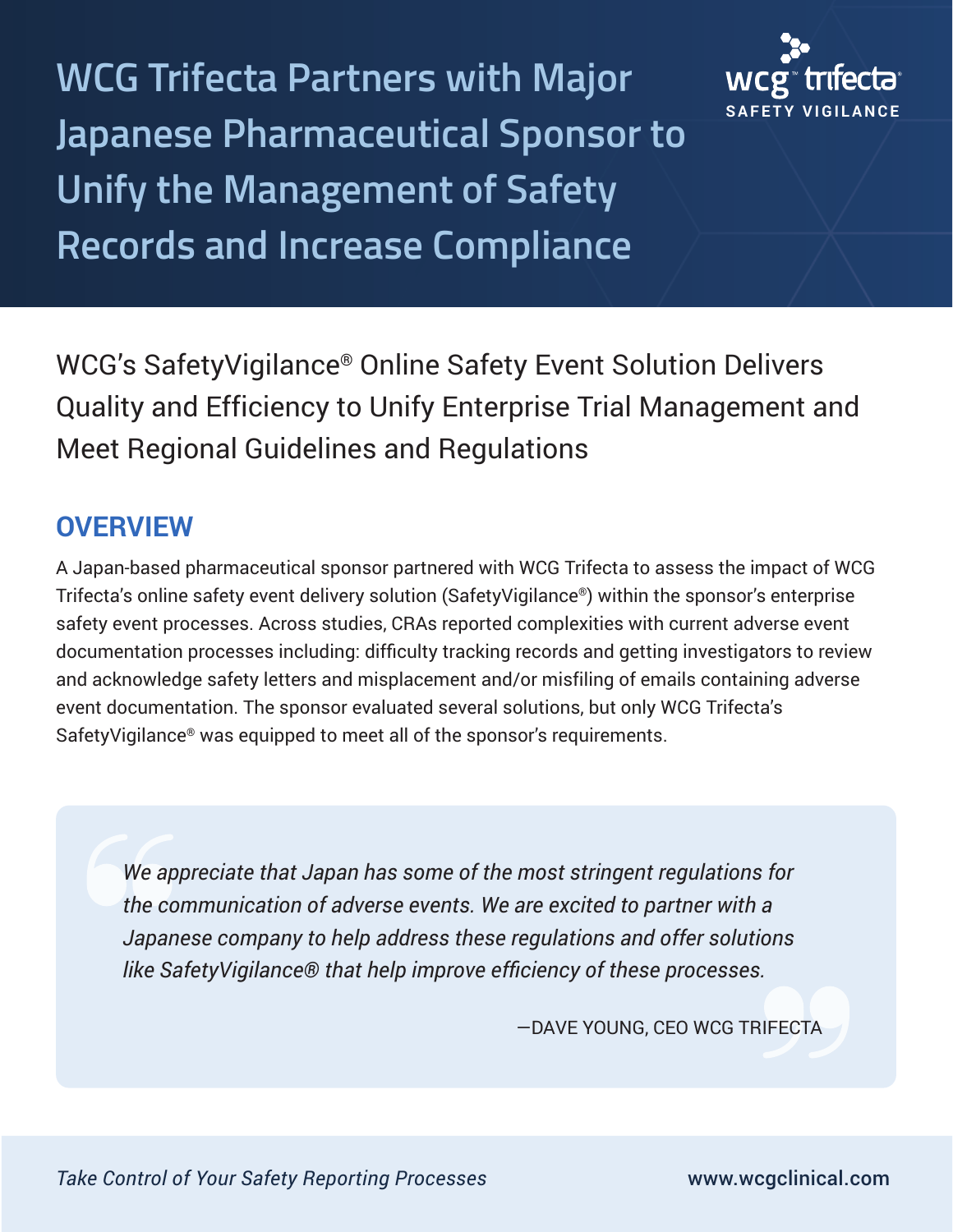# WCG Trifecta Partners with Major Japanese Pharmaceutical Sponsor to Unify the Management of Safety Records and Increase Compliance

WCG's SafetyVigilance® Online Safety Event Solution Delivers Quality and Efficiency to Unify Enterprise Trial Management and Meet Regional Guidelines and Regulations

## OVERVIEW

A Japan-based pharmaceutical sponsor partnered with WCG Trifecta to assess the impact of WCG Trifecta's online safety event delivery solution (SafetyVigilance®) within the sponsor's enterprise safety event processes. Across studies, CRAs reported complexities with current adverse event documentation processes including: difficulty tracking records and getting investigators to review and acknowledge safety letters and misplacement and/or misfiling of emails containing adverse event documentation. The sponsor evaluated several solutions, but only WCG Trifecta's SafetyVigilance® was equipped to meet all of the sponsor's requirements.

> *We appreciate that Japan has some of the most stringent regulations for the communication of adverse events. We are excited to partner with a Japanese company to help address these regulations and offer solutions like SafetyVigilance® that help improve efficiency of these processes.*
>
> —DAVE YOUNG, CEO WCG TRIFECTA

*Take Control of Your Safety Reporting Processes*

www.wcgclinical.com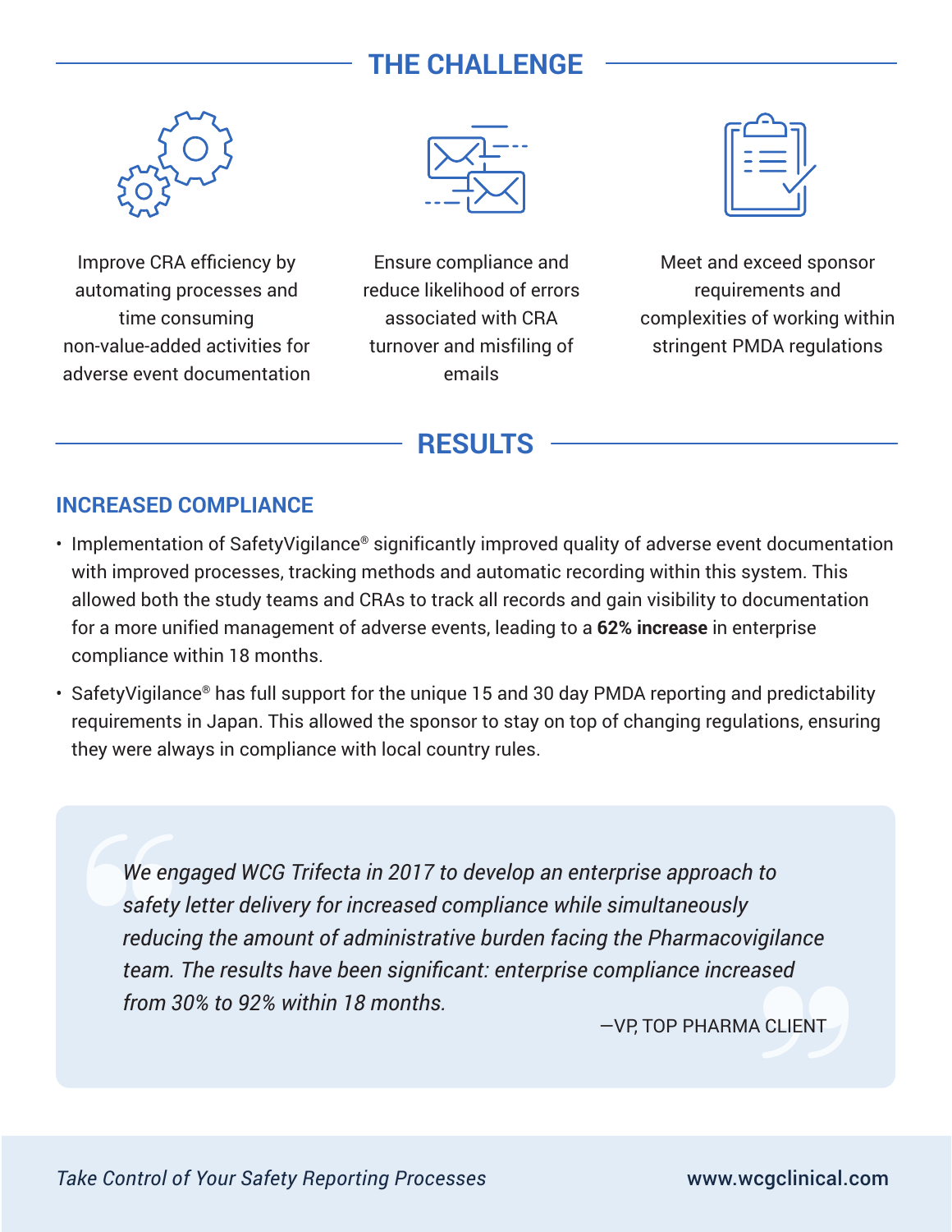## THE CHALLENGE

Improve CRA efficiency by automating processes and time consuming non-value-added activities for adverse event documentation

Ensure compliance and reduce likelihood of errors associated with CRA turnover and misfiling of emails

Meet and exceed sponsor requirements and complexities of working within stringent PMDA regulations

## RESULTS

### INCREASED COMPLIANCE

- Implementation of SafetyVigilance® significantly improved quality of adverse event documentation with improved processes, tracking methods and automatic recording within this system. This allowed both the study teams and CRAs to track all records and gain visibility to documentation for a more unified management of adverse events, leading to a **62% increase** in enterprise compliance within 18 months.
- SafetyVigilance® has full support for the unique 15 and 30 day PMDA reporting and predictability requirements in Japan. This allowed the sponsor to stay on top of changing regulations, ensuring they were always in compliance with local country rules.

> *We engaged WCG Trifecta in 2017 to develop an enterprise approach to safety letter delivery for increased compliance while simultaneously reducing the amount of administrative burden facing the Pharmacovigilance team. The results have been significant: enterprise compliance increased from 30% to 92% within 18 months.*
>
> —VP, TOP PHARMA CLIENT

*Take Control of Your Safety Reporting Processes* www.wcgclinical.com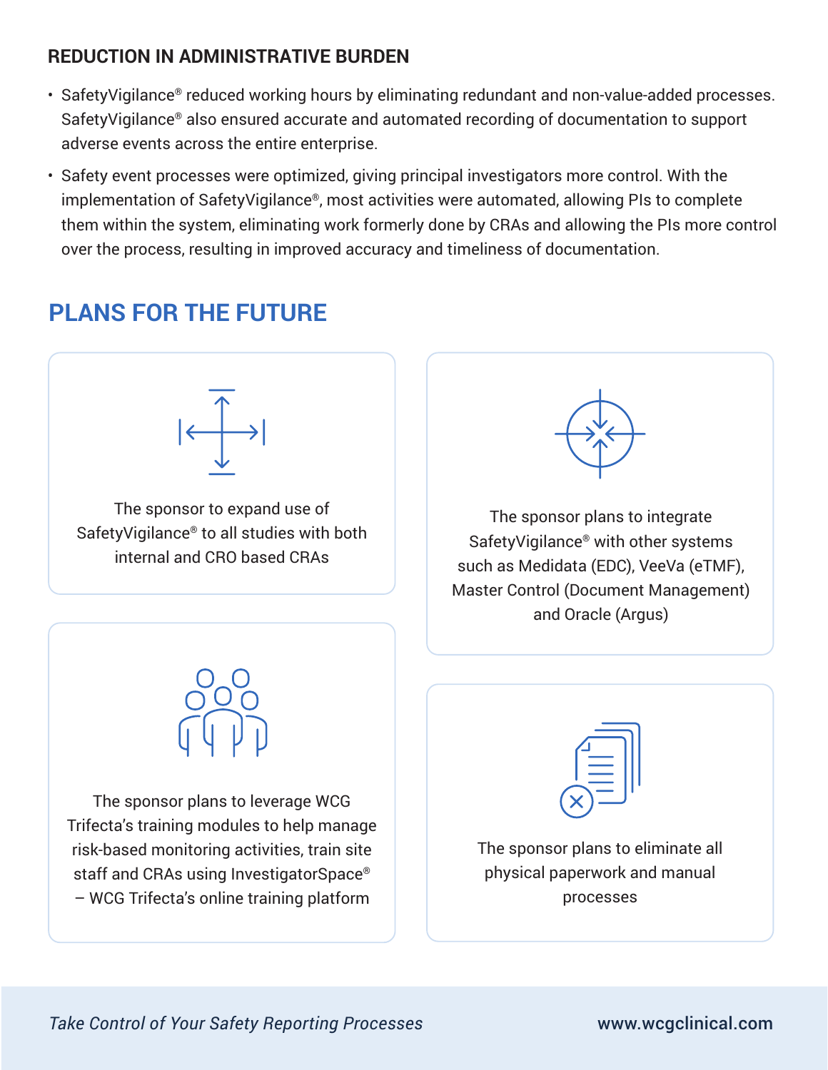### REDUCTION IN ADMINISTRATIVE BURDEN

- SafetyVigilance® reduced working hours by eliminating redundant and non-value-added processes. SafetyVigilance® also ensured accurate and automated recording of documentation to support adverse events across the entire enterprise.
- Safety event processes were optimized, giving principal investigators more control. With the implementation of SafetyVigilance®, most activities were automated, allowing PIs to complete them within the system, eliminating work formerly done by CRAs and allowing the PIs more control over the process, resulting in improved accuracy and timeliness of documentation.

## PLANS FOR THE FUTURE

The sponsor to expand use of SafetyVigilance® to all studies with both internal and CRO based CRAs

The sponsor plans to integrate SafetyVigilance® with other systems such as Medidata (EDC), VeeVa (eTMF), Master Control (Document Management) and Oracle (Argus)

The sponsor plans to leverage WCG Trifecta's training modules to help manage risk-based monitoring activities, train site staff and CRAs using InvestigatorSpace® – WCG Trifecta's online training platform

The sponsor plans to eliminate all physical paperwork and manual processes

*Take Control of Your Safety Reporting Processes*

www.wcgclinical.com